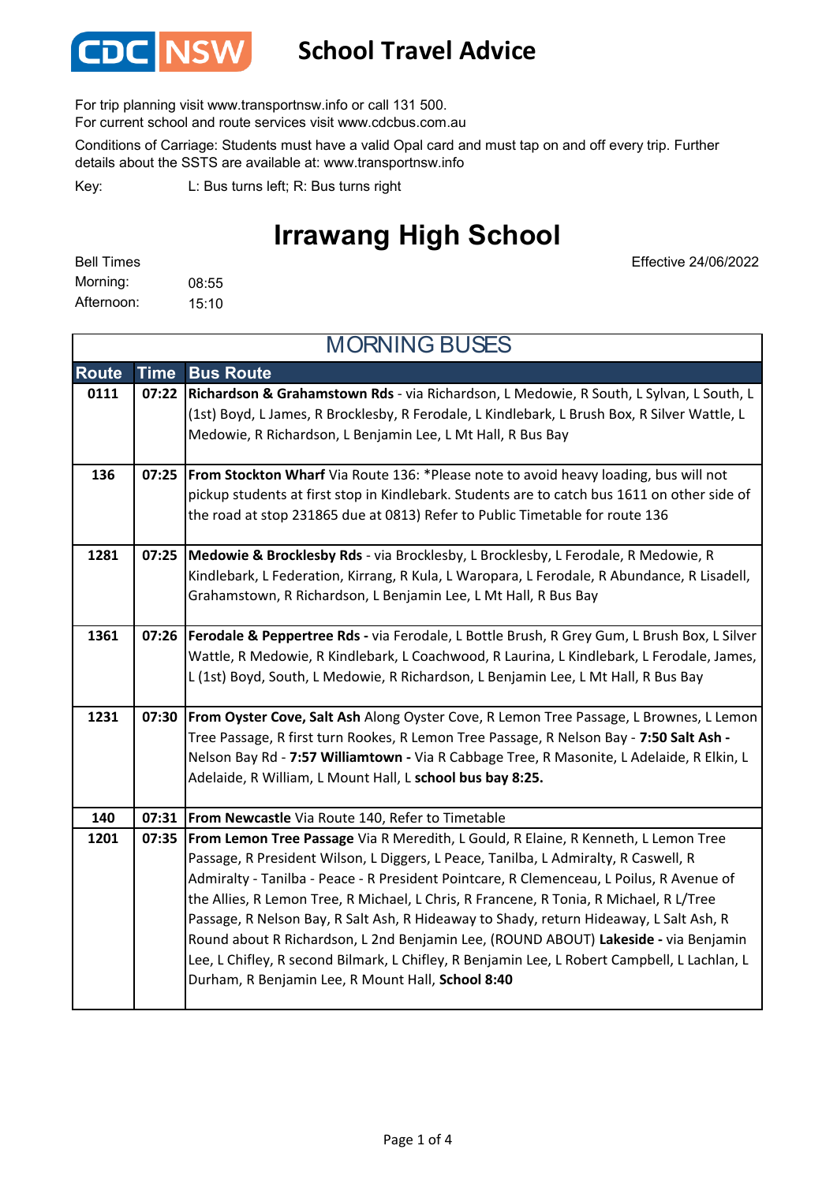CDC NSW

# School Travel Advice

For trip planning visit www.transportnsw.info or call 131 500.
For current school and route services visit www.cdcbus.com.au

Conditions of Carriage: Students must have a valid Opal card and must tap on and off every trip. Further details about the SSTS are available at: www.transportnsw.info

Key: L: Bus turns left; R: Bus turns right

## Irrawang High School

Effective 24/06/2022

Bell Times
Morning: 08:55
Afternoon: 15:10

### MORNING BUSES

| Route | Time | Bus Route |
|---|---|---|
| 0111 | 07:22 | **Richardson & Grahamstown Rds** - via Richardson, L Medowie, R South, L Sylvan, L South, L (1st) Boyd, L James, R Brocklesby, R Ferodale, L Kindlebark, L Brush Box, R Silver Wattle, L Medowie, R Richardson, L Benjamin Lee, L Mt Hall, R Bus Bay |
| 136 | 07:25 | **From Stockton Wharf** Via Route 136: *Please note to avoid heavy loading, bus will not pickup students at first stop in Kindlebark. Students are to catch bus 1611 on other side of the road at stop 231865 due at 0813) Refer to Public Timetable for route 136 |
| 1281 | 07:25 | **Medowie & Brocklesby Rds** - via Brocklesby, L Brocklesby, L Ferodale, R Medowie, R Kindlebark, L Federation, Kirrang, R Kula, L Waropara, L Ferodale, R Abundance, R Lisadell, Grahamstown, R Richardson, L Benjamin Lee, L Mt Hall, R Bus Bay |
| 1361 | 07:26 | **Ferodale & Peppertree Rds -** via Ferodale, L Bottle Brush, R Grey Gum, L Brush Box, L Silver Wattle, R Medowie, R Kindlebark, L Coachwood, R Laurina, L Kindlebark, L Ferodale, James, L (1st) Boyd, South, L Medowie, R Richardson, L Benjamin Lee, L Mt Hall, R Bus Bay |
| 1231 | 07:30 | **From Oyster Cove, Salt Ash** Along Oyster Cove, R Lemon Tree Passage, L Brownes, L Lemon Tree Passage, R first turn Rookes, R Lemon Tree Passage, R Nelson Bay - **7:50 Salt Ash -** Nelson Bay Rd - **7:57 Williamtown -** Via R Cabbage Tree, R Masonite, L Adelaide, R Elkin, L Adelaide, R William, L Mount Hall, L **school bus bay 8:25.** |
| 140 | 07:31 | **From Newcastle** Via Route 140, Refer to Timetable |
| 1201 | 07:35 | **From Lemon Tree Passage** Via R Meredith, L Gould, R Elaine, R Kenneth, L Lemon Tree Passage, R President Wilson, L Diggers, L Peace, Tanilba, L Admiralty, R Caswell, R Admiralty - Tanilba - Peace - R President Pointcare, R Clemenceau, L Poilus, R Avenue of the Allies, R Lemon Tree, R Michael, L Chris, R Francene, R Tonia, R Michael, R L/Tree Passage, R Nelson Bay, R Salt Ash, R Hideaway to Shady, return Hideaway, L Salt Ash, R Round about R Richardson, L 2nd Benjamin Lee, (ROUND ABOUT) **Lakeside -** via Benjamin Lee, L Chifley, R second Bilmark, L Chifley, R Benjamin Lee, L Robert Campbell, L Lachlan, L Durham, R Benjamin Lee, R Mount Hall, **School 8:40** |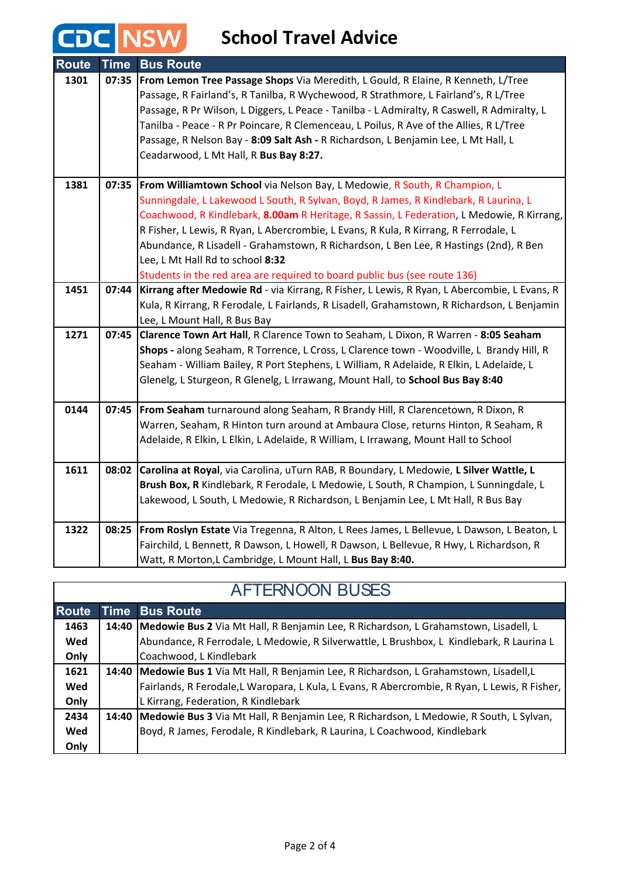# CDC NSW School Travel Advice

| Route | Time | Bus Route |
|---|---|---|
| 1301 | 07:35 | **From Lemon Tree Passage Shops** Via Meredith, L Gould, R Elaine, R Kenneth, L/Tree Passage, R Fairland's, R Tanilba, R Wychewood, R Strathmore, L Fairland's, R L/Tree Passage, R Pr Wilson, L Diggers, L Peace - Tanilba - L Admiralty, R Caswell, R Admiralty, L Tanilba - Peace - R Pr Poincare, R Clemenceau, L Poilus, R Ave of the Allies, R L/Tree Passage, R Nelson Bay - **8:09 Salt Ash -** R Richardson, L Benjamin Lee, L Mt Hall, L Ceadarwood, L Mt Hall, R **Bus Bay 8:27.** |
| 1381 | 07:35 | **From Williamtown School** via Nelson Bay, L Medowie, R South, R Champion, L Sunningdale, L Lakewood L South, R Sylvan, Boyd, R James, R Kindlebark, R Laurina, L Coachwood, R Kindlebark, **8.00am** R Heritage, R Sassin, L Federation, L Medowie, R Kirrang, R Fisher, L Lewis, R Ryan, L Abercrombie, L Evans, R Kula, R Kirrang, R Ferrodale, L Abundance, R Lisadell - Grahamstown, R Richardson, L Ben Lee, R Hastings (2nd), R Ben Lee, L Mt Hall Rd to school **8:32**<br>Students in the red area are required to board public bus (see route 136) |
| 1451 | 07:44 | **Kirrang after Medowie Rd** - via Kirrang, R Fisher, L Lewis, R Ryan, L Abercombie, L Evans, R Kula, R Kirrang, R Ferodale, L Fairlands, R Lisadell, Grahamstown, R Richardson, L Benjamin Lee, L Mount Hall, R Bus Bay |
| 1271 | 07:45 | **Clarence Town Art Hall**, R Clarence Town to Seaham, L Dixon, R Warren - **8:05 Seaham Shops -** along Seaham, R Torrence, L Cross, L Clarence town - Woodville, L Brandy Hill, R Seaham - William Bailey, R Port Stephens, L William, R Adelaide, R Elkin, L Adelaide, L Glenelg, L Sturgeon, R Glenelg, L Irrawang, Mount Hall, to **School Bus Bay 8:40** |
| 0144 | 07:45 | **From Seaham** turnaround along Seaham, R Brandy Hill, R Clarencetown, R Dixon, R Warren, Seaham, R Hinton turn around at Ambaura Close, returns Hinton, R Seaham, R Adelaide, R Elkin, L Elkin, L Adelaide, R William, L Irrawang, Mount Hall to School |
| 1611 | 08:02 | **Carolina at Royal**, via Carolina, uTurn RAB, R Boundary, L Medowie, **L Silver Wattle, L Brush Box, R** Kindlebark, R Ferodale, L Medowie, L South, R Champion, L Sunningdale, L Lakewood, L South, L Medowie, R Richardson, L Benjamin Lee, L Mt Hall, R Bus Bay |
| 1322 | 08:25 | **From Roslyn Estate** Via Tregenna, R Alton, L Rees James, L Bellevue, L Dawson, L Beaton, L Fairchild, L Bennett, R Dawson, L Howell, R Dawson, L Bellevue, R Hwy, L Richardson, R Watt, R Morton,L Cambridge, L Mount Hall, L **Bus Bay 8:40.** |

## AFTERNOON BUSES

| Route | Time | Bus Route |
|---|---|---|
| 1463 Wed Only | 14:40 | **Medowie Bus 2** Via Mt Hall, R Benjamin Lee, R Richardson, L Grahamstown, Lisadell, L Abundance, R Ferrodale, L Medowie, R Silverwattle, L Brushbox, L Kindlebark, R Laurina L Coachwood, L Kindlebark |
| 1621 Wed Only | 14:40 | **Medowie Bus 1** Via Mt Hall, R Benjamin Lee, R Richardson, L Grahamstown, Lisadell,L Fairlands, R Ferodale,L Waropara, L Kula, L Evans, R Abercrombie, R Ryan, L Lewis, R Fisher, L Kirrang, Federation, R Kindlebark |
| 2434 Wed Only | 14:40 | **Medowie Bus 3** Via Mt Hall, R Benjamin Lee, R Richardson, L Medowie, R South, L Sylvan, Boyd, R James, Ferodale, R Kindlebark, R Laurina, L Coachwood, Kindlebark |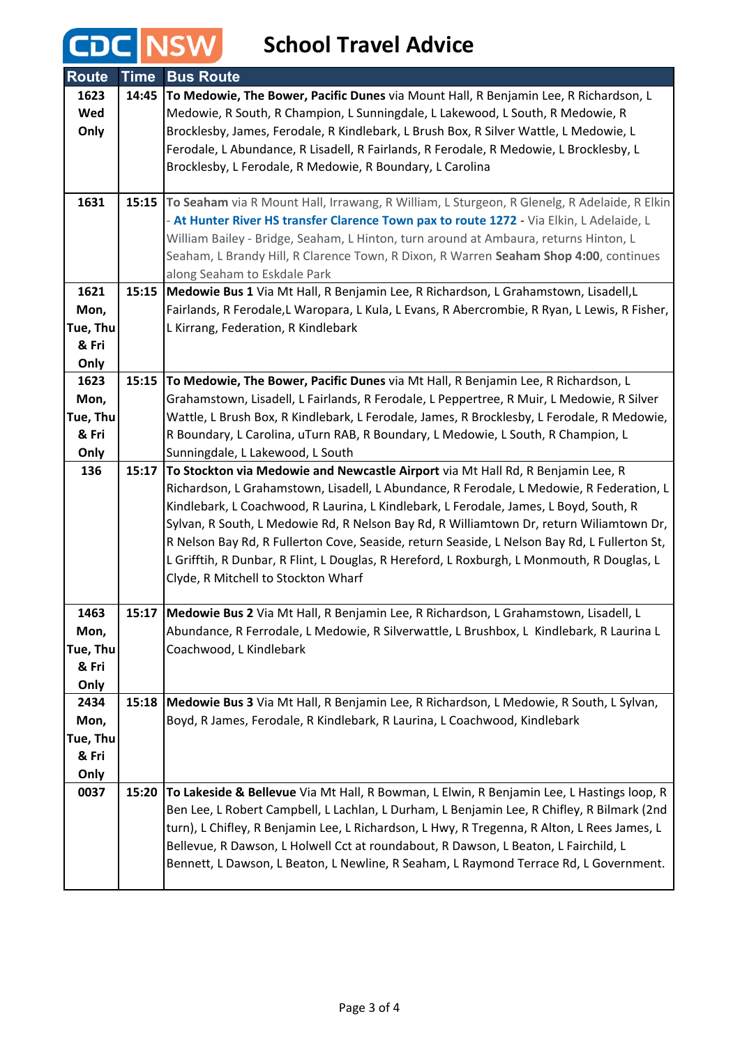# CDC NSW School Travel Advice

| Route | Time | Bus Route |
|---|---|---|
| 1623 Wed Only | 14:45 | **To Medowie, The Bower, Pacific Dunes** via Mount Hall, R Benjamin Lee, R Richardson, L Medowie, R South, R Champion, L Sunningdale, L Lakewood, L South, R Medowie, R Brocklesby, James, Ferodale, R Kindlebark, L Brush Box, R Silver Wattle, L Medowie, L Ferodale, L Abundance, R Lisadell, R Fairlands, R Ferodale, R Medowie, L Brocklesby, L Brocklesby, L Ferodale, R Medowie, R Boundary, L Carolina |
| 1631 | 15:15 | **To Seaham** via R Mount Hall, Irrawang, R William, L Sturgeon, R Glenelg, R Adelaide, R Elkin - **At Hunter River HS transfer Clarence Town pax to route 1272** - Via Elkin, L Adelaide, L William Bailey - Bridge, Seaham, L Hinton, turn around at Ambaura, returns Hinton, L Seaham, L Brandy Hill, R Clarence Town, R Dixon, R Warren **Seaham Shop 4:00**, continues along Seaham to Eskdale Park |
| 1621 Mon, Tue, Thu & Fri Only | 15:15 | **Medowie Bus 1** Via Mt Hall, R Benjamin Lee, R Richardson, L Grahamstown, Lisadell,L Fairlands, R Ferodale,L Waropara, L Kula, L Evans, R Abercrombie, R Ryan, L Lewis, R Fisher, L Kirrang, Federation, R Kindlebark |
| 1623 Mon, Tue, Thu & Fri Only | 15:15 | **To Medowie, The Bower, Pacific Dunes** via Mt Hall, R Benjamin Lee, R Richardson, L Grahamstown, Lisadell, L Fairlands, R Ferodale, L Peppertree, R Muir, L Medowie, R Silver Wattle, L Brush Box, R Kindlebark, L Ferodale, James, R Brocklesby, L Ferodale, R Medowie, R Boundary, L Carolina, uTurn RAB, R Boundary, L Medowie, L South, R Champion, L Sunningdale, L Lakewood, L South |
| 136 | 15:17 | **To Stockton via Medowie and Newcastle Airport** via Mt Hall Rd, R Benjamin Lee, R Richardson, L Grahamstown, Lisadell, L Abundance, R Ferodale, L Medowie, R Federation, L Kindlebark, L Coachwood, R Laurina, L Kindlebark, L Ferodale, James, L Boyd, South, R Sylvan, R South, L Medowie Rd, R Nelson Bay Rd, R Williamtown Dr, return Wiliamtown Dr, R Nelson Bay Rd, R Fullerton Cove, Seaside, return Seaside, L Nelson Bay Rd, L Fullerton St, L Grifftih, R Dunbar, R Flint, L Douglas, R Hereford, L Roxburgh, L Monmouth, R Douglas, L Clyde, R Mitchell to Stockton Wharf |
| 1463 Mon, Tue, Thu & Fri Only | 15:17 | **Medowie Bus 2** Via Mt Hall, R Benjamin Lee, R Richardson, L Grahamstown, Lisadell, L Abundance, R Ferrodale, L Medowie, R Silverwattle, L Brushbox, L Kindlebark, R Laurina L Coachwood, L Kindlebark |
| 2434 Mon, Tue, Thu & Fri Only | 15:18 | **Medowie Bus 3** Via Mt Hall, R Benjamin Lee, R Richardson, L Medowie, R South, L Sylvan, Boyd, R James, Ferodale, R Kindlebark, R Laurina, L Coachwood, Kindlebark |
| 0037 | 15:20 | **To Lakeside & Bellevue** Via Mt Hall, R Bowman, L Elwin, R Benjamin Lee, L Hastings loop, R Ben Lee, L Robert Campbell, L Lachlan, L Durham, L Benjamin Lee, R Chifley, R Bilmark (2nd turn), L Chifley, R Benjamin Lee, L Richardson, L Hwy, R Tregenna, R Alton, L Rees James, L Bellevue, R Dawson, L Holwell Cct at roundabout, R Dawson, L Beaton, L Fairchild, L Bennett, L Dawson, L Beaton, L Newline, R Seaham, L Raymond Terrace Rd, L Government. |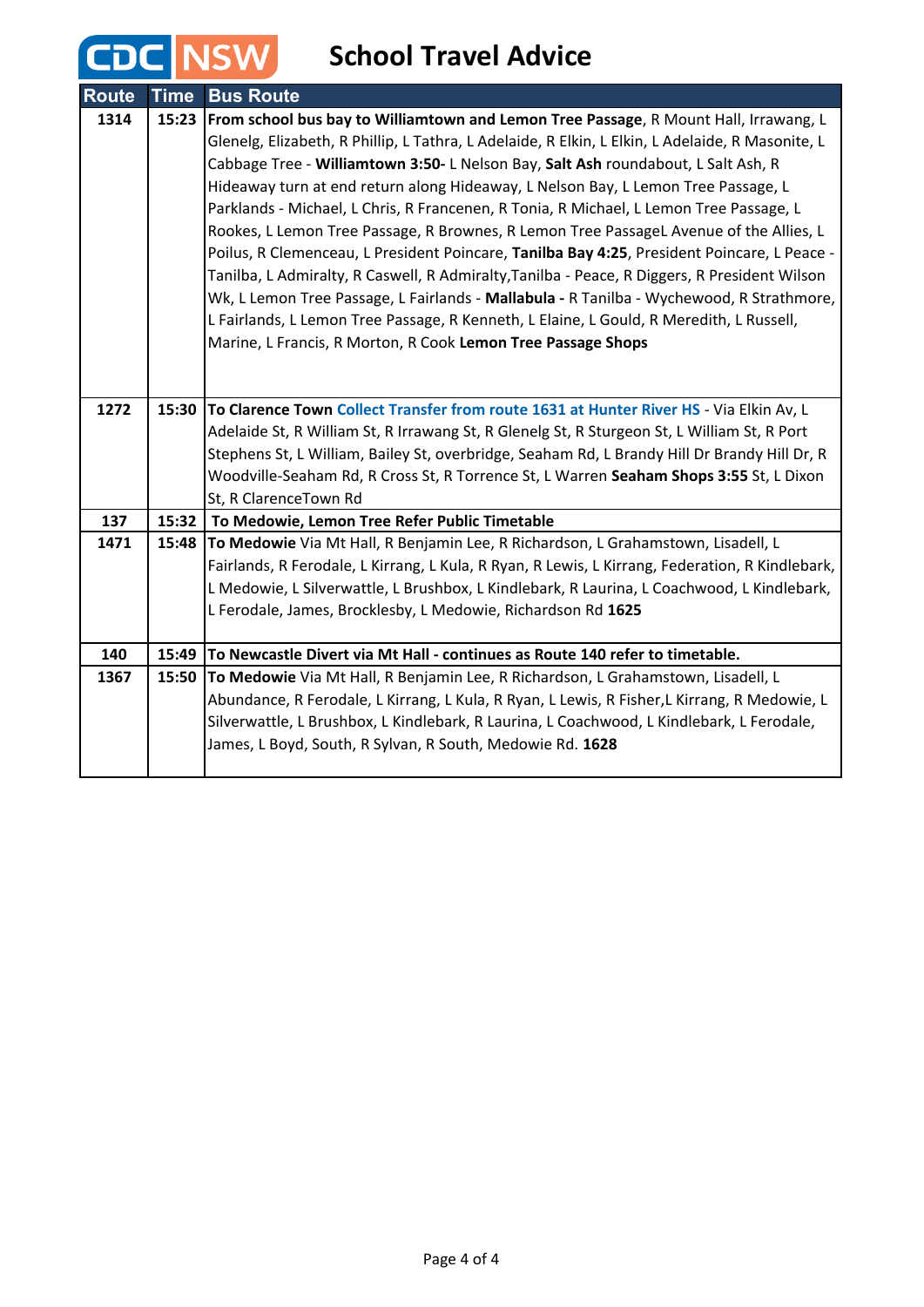# CDC NSW School Travel Advice

| Route | Time | Bus Route |
|---|---|---|
| 1314 | 15:23 | **From school bus bay to Williamtown and Lemon Tree Passage**, R Mount Hall, Irrawang, L Glenelg, Elizabeth, R Phillip, L Tathra, L Adelaide, R Elkin, L Elkin, L Adelaide, R Masonite, L Cabbage Tree - **Williamtown 3:50-** L Nelson Bay, **Salt Ash** roundabout, L Salt Ash, R Hideaway turn at end return along Hideaway, L Nelson Bay, L Lemon Tree Passage, L Parklands - Michael, L Chris, R Francenen, R Tonia, R Michael, L Lemon Tree Passage, L Rookes, L Lemon Tree Passage, R Brownes, R Lemon Tree PassageL Avenue of the Allies, L Poilus, R Clemenceau, L President Poincare, **Tanilba Bay 4:25**, President Poincare, L Peace - Tanilba, L Admiralty, R Caswell, R Admiralty,Tanilba - Peace, R Diggers, R President Wilson Wk, L Lemon Tree Passage, L Fairlands - **Mallabula -** R Tanilba - Wychewood, R Strathmore, L Fairlands, L Lemon Tree Passage, R Kenneth, L Elaine, L Gould, R Meredith, L Russell, Marine, L Francis, R Morton, R Cook **Lemon Tree Passage Shops** |
| 1272 | 15:30 | **To Clarence Town Collect Transfer from route 1631 at Hunter River HS** - Via Elkin Av, L Adelaide St, R William St, R Irrawang St, R Glenelg St, R Sturgeon St, L William St, R Port Stephens St, L William, Bailey St, overbridge, Seaham Rd, L Brandy Hill Dr Brandy Hill Dr, R Woodville-Seaham Rd, R Cross St, R Torrence St, L Warren **Seaham Shops 3:55** St, L Dixon St, R ClarenceTown Rd |
| 137 | 15:32 | **To Medowie, Lemon Tree Refer Public Timetable** |
| 1471 | 15:48 | **To Medowie** Via Mt Hall, R Benjamin Lee, R Richardson, L Grahamstown, Lisadell, L Fairlands, R Ferodale, L Kirrang, L Kula, R Ryan, R Lewis, L Kirrang, Federation, R Kindlebark, L Medowie, L Silverwattle, L Brushbox, L Kindlebark, R Laurina, L Coachwood, L Kindlebark, L Ferodale, James, Brocklesby, L Medowie, Richardson Rd **1625** |
| 140 | 15:49 | **To Newcastle Divert via Mt Hall - continues as Route 140 refer to timetable.** |
| 1367 | 15:50 | **To Medowie** Via Mt Hall, R Benjamin Lee, R Richardson, L Grahamstown, Lisadell, L Abundance, R Ferodale, L Kirrang, L Kula, R Ryan, L Lewis, R Fisher,L Kirrang, R Medowie, L Silverwattle, L Brushbox, L Kindlebark, R Laurina, L Coachwood, L Kindlebark, L Ferodale, James, L Boyd, South, R Sylvan, R South, Medowie Rd. **1628** |